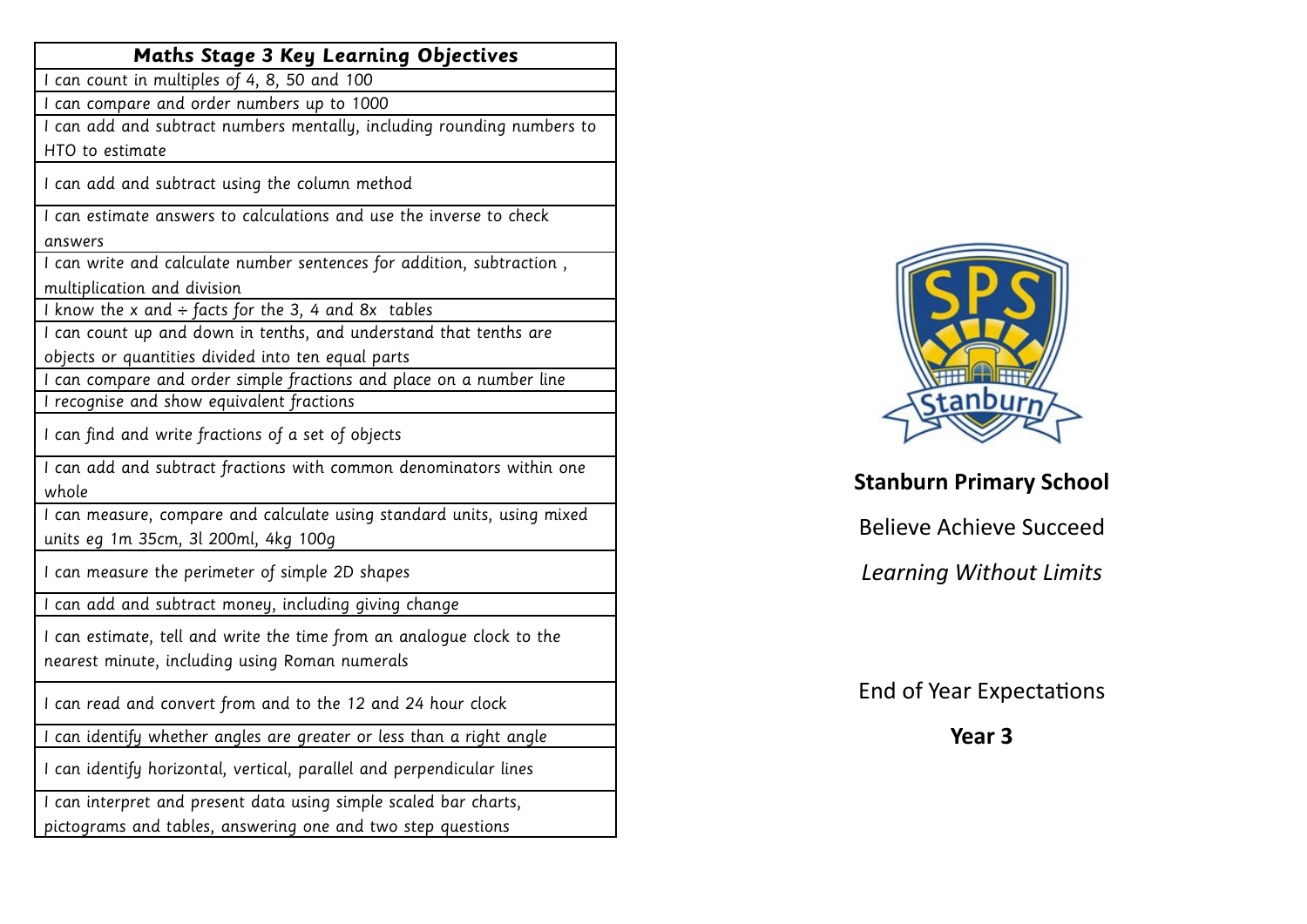| Maths Stage 3 Key Learning Objectives |
|---|
| I can count in multiples of 4, 8, 50 and 100 |
| I can compare and order numbers up to 1000 |
| I can add and subtract numbers mentally, including rounding numbers to HTO to estimate |
| I can add and subtract using the column method |
| I can estimate answers to calculations and use the inverse to check answers |
| I can write and calculate number sentences for addition, subtraction , multiplication and division |
| I know the x and ÷ facts for the 3, 4 and 8x tables |
| I can count up and down in tenths, and understand that tenths are objects or quantities divided into ten equal parts |
| I can compare and order simple fractions and place on a number line |
| I recognise and show equivalent fractions |
| I can find and write fractions of a set of objects |
| I can add and subtract fractions with common denominators within one whole |
| I can measure, compare and calculate using standard units, using mixed units eg 1m 35cm, 3l 200ml, 4kg 100g |
| I can measure the perimeter of simple 2D shapes |
| I can add and subtract money, including giving change |
| I can estimate, tell and write the time from an analogue clock to the nearest minute, including using Roman numerals |
| I can read and convert from and to the 12 and 24 hour clock |
| I can identify whether angles are greater or less than a right angle |
| I can identify horizontal, vertical, parallel and perpendicular lines |
| I can interpret and present data using simple scaled bar charts, pictograms and tables, answering one and two step questions |

SPS Stanburn

**Stanburn Primary School**

Believe Achieve Succeed

*Learning Without Limits*

End of Year Expectations

**Year 3**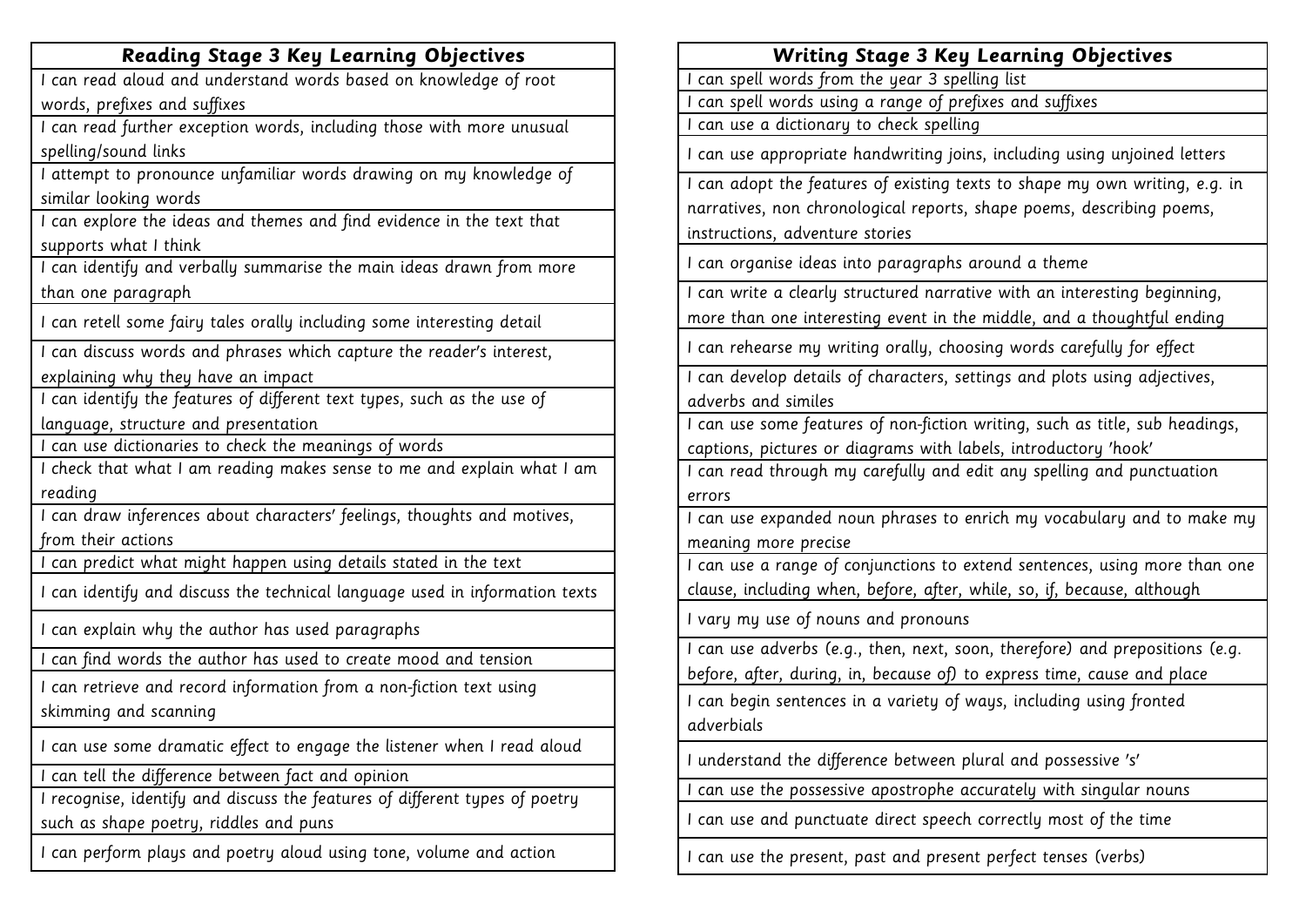| Reading Stage 3 Key Learning Objectives |
| --- |
| I can read aloud and understand words based on knowledge of root words, prefixes and suffixes |
| I can read further exception words, including those with more unusual spelling/sound links |
| I attempt to pronounce unfamiliar words drawing on my knowledge of similar looking words |
| I can explore the ideas and themes and find evidence in the text that supports what I think |
| I can identify and verbally summarise the main ideas drawn from more than one paragraph |
| I can retell some fairy tales orally including some interesting detail |
| I can discuss words and phrases which capture the reader's interest, explaining why they have an impact |
| I can identify the features of different text types, such as the use of language, structure and presentation |
| I can use dictionaries to check the meanings of words |
| I check that what I am reading makes sense to me and explain what I am reading |
| I can draw inferences about characters' feelings, thoughts and motives, from their actions |
| I can predict what might happen using details stated in the text |
| I can identify and discuss the technical language used in information texts |
| I can explain why the author has used paragraphs |
| I can find words the author has used to create mood and tension |
| I can retrieve and record information from a non-fiction text using skimming and scanning |
| I can use some dramatic effect to engage the listener when I read aloud |
| I can tell the difference between fact and opinion |
| I recognise, identify and discuss the features of different types of poetry such as shape poetry, riddles and puns |
| I can perform plays and poetry aloud using tone, volume and action |

| Writing Stage 3 Key Learning Objectives |
| --- |
| I can spell words from the year 3 spelling list |
| I can spell words using a range of prefixes and suffixes |
| I can use a dictionary to check spelling |
| I can use appropriate handwriting joins, including using unjoined letters |
| I can adopt the features of existing texts to shape my own writing, e.g. in narratives, non chronological reports, shape poems, describing poems, instructions, adventure stories |
| I can organise ideas into paragraphs around a theme |
| I can write a clearly structured narrative with an interesting beginning, more than one interesting event in the middle, and a thoughtful ending |
| I can rehearse my writing orally, choosing words carefully for effect |
| I can develop details of characters, settings and plots using adjectives, adverbs and similes |
| I can use some features of non-fiction writing, such as title, sub headings, captions, pictures or diagrams with labels, introductory 'hook' |
| I can read through my carefully and edit any spelling and punctuation errors |
| I can use expanded noun phrases to enrich my vocabulary and to make my meaning more precise |
| I can use a range of conjunctions to extend sentences, using more than one clause, including when, before, after, while, so, if, because, although |
| I vary my use of nouns and pronouns |
| I can use adverbs (e.g., then, next, soon, therefore) and prepositions (e.g. before, after, during, in, because of) to express time, cause and place |
| I can begin sentences in a variety of ways, including using fronted adverbials |
| I understand the difference between plural and possessive 's' |
| I can use the possessive apostrophe accurately with singular nouns |
| I can use and punctuate direct speech correctly most of the time |
| I can use the present, past and present perfect tenses (verbs) |